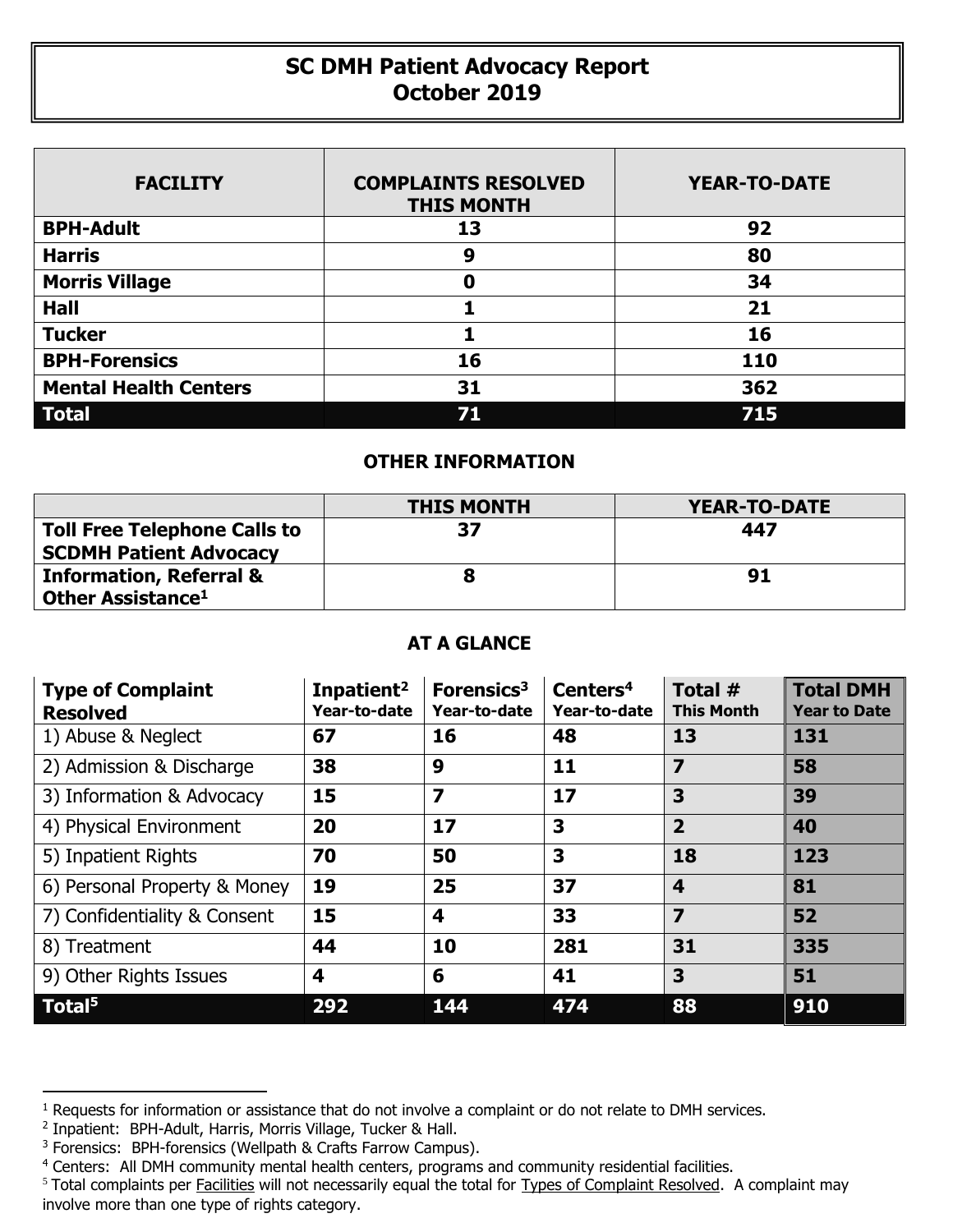# SC DMH Patient Advocacy Report
# October 2019

| FACILITY | COMPLAINTS RESOLVED THIS MONTH | YEAR-TO-DATE |
|---|---|---|
| **BPH-Adult** | **13** | **92** |
| **Harris** | **9** | **80** |
| **Morris Village** | **0** | **34** |
| **Hall** | **1** | **21** |
| **Tucker** | **1** | **16** |
| **BPH-Forensics** | **16** | **110** |
| **Mental Health Centers** | **31** | **362** |
| **Total** | **71** | **715** |

## OTHER INFORMATION

| | THIS MONTH | YEAR-TO-DATE |
|---|---|---|
| **Toll Free Telephone Calls to SCDMH Patient Advocacy** | **37** | **447** |
| **Information, Referral & Other Assistance[1]** | **8** | **91** |

## AT A GLANCE

| Type of Complaint Resolved | Inpatient[2] Year-to-date | Forensics[3] Year-to-date | Centers[4] Year-to-date | Total # This Month | Total DMH Year to Date |
|---|---|---|---|---|---|
| 1) Abuse & Neglect | **67** | **16** | **48** | **13** | **131** |
| 2) Admission & Discharge | **38** | **9** | **11** | **7** | **58** |
| 3) Information & Advocacy | **15** | **7** | **17** | **3** | **39** |
| 4) Physical Environment | **20** | **17** | **3** | **2** | **40** |
| 5) Inpatient Rights | **70** | **50** | **3** | **18** | **123** |
| 6) Personal Property & Money | **19** | **25** | **37** | **4** | **81** |
| 7) Confidentiality & Consent | **15** | **4** | **33** | **7** | **52** |
| 8) Treatment | **44** | **10** | **281** | **31** | **335** |
| 9) Other Rights Issues | **4** | **6** | **41** | **3** | **51** |
| **Total[5]** | **292** | **144** | **474** | **88** | **910** |

---

[1] Requests for information or assistance that do not involve a complaint or do not relate to DMH services.

[2] Inpatient: BPH-Adult, Harris, Morris Village, Tucker & Hall.

[3] Forensics: BPH-forensics (Wellpath & Crafts Farrow Campus).

[4] Centers: All DMH community mental health centers, programs and community residential facilities.

[5] Total complaints per Facilities will not necessarily equal the total for Types of Complaint Resolved. A complaint may involve more than one type of rights category.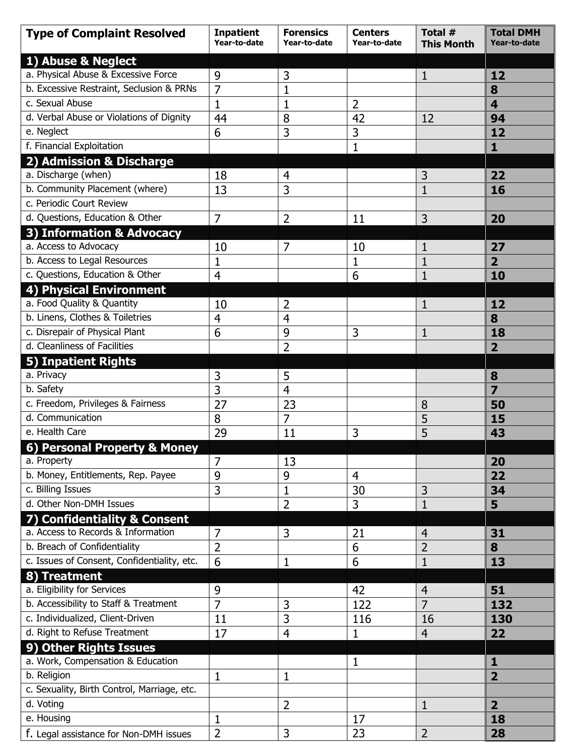| Type of Complaint Resolved | Inpatient Year-to-date | Forensics Year-to-date | Centers Year-to-date | Total # This Month | Total DMH Year-to-date |
|---|---|---|---|---|---|
| **1) Abuse & Neglect** | | | | | |
| a. Physical Abuse & Excessive Force | 9 | 3 | | 1 | **12** |
| b. Excessive Restraint, Seclusion & PRNs | 7 | 1 | | | **8** |
| c. Sexual Abuse | 1 | 1 | 2 | | **4** |
| d. Verbal Abuse or Violations of Dignity | 44 | 8 | 42 | 12 | **94** |
| e. Neglect | 6 | 3 | 3 | | **12** |
| f. Financial Exploitation | | | 1 | | **1** |
| **2) Admission & Discharge** | | | | | |
| a. Discharge (when) | 18 | 4 | | 3 | **22** |
| b. Community Placement (where) | 13 | 3 | | 1 | **16** |
| c. Periodic Court Review | | | | | |
| d. Questions, Education & Other | 7 | 2 | 11 | 3 | **20** |
| **3) Information & Advocacy** | | | | | |
| a. Access to Advocacy | 10 | 7 | 10 | 1 | **27** |
| b. Access to Legal Resources | 1 | | 1 | 1 | **2** |
| c. Questions, Education & Other | 4 | | 6 | 1 | **10** |
| **4) Physical Environment** | | | | | |
| a. Food Quality & Quantity | 10 | 2 | | 1 | **12** |
| b. Linens, Clothes & Toiletries | 4 | 4 | | | **8** |
| c. Disrepair of Physical Plant | 6 | 9 | 3 | 1 | **18** |
| d. Cleanliness of Facilities | | 2 | | | **2** |
| **5) Inpatient Rights** | | | | | |
| a. Privacy | 3 | 5 | | | **8** |
| b. Safety | 3 | 4 | | | **7** |
| c. Freedom, Privileges & Fairness | 27 | 23 | | 8 | **50** |
| d. Communication | 8 | 7 | | 5 | **15** |
| e. Health Care | 29 | 11 | 3 | 5 | **43** |
| **6) Personal Property & Money** | | | | | |
| a. Property | 7 | 13 | | | **20** |
| b. Money, Entitlements, Rep. Payee | 9 | 9 | 4 | | **22** |
| c. Billing Issues | 3 | 1 | 30 | 3 | **34** |
| d. Other Non-DMH Issues | | 2 | 3 | 1 | **5** |
| **7) Confidentiality & Consent** | | | | | |
| a. Access to Records & Information | 7 | 3 | 21 | 4 | **31** |
| b. Breach of Confidentiality | 2 | | 6 | 2 | **8** |
| c. Issues of Consent, Confidentiality, etc. | 6 | 1 | 6 | 1 | **13** |
| **8) Treatment** | | | | | |
| a. Eligibility for Services | 9 | | 42 | 4 | **51** |
| b. Accessibility to Staff & Treatment | 7 | 3 | 122 | 7 | **132** |
| c. Individualized, Client-Driven | 11 | 3 | 116 | 16 | **130** |
| d. Right to Refuse Treatment | 17 | 4 | 1 | 4 | **22** |
| **9) Other Rights Issues** | | | | | |
| a. Work, Compensation & Education | | | 1 | | **1** |
| b. Religion | 1 | 1 | | | **2** |
| c. Sexuality, Birth Control, Marriage, etc. | | | | | |
| d. Voting | | 2 | | 1 | **2** |
| e. Housing | 1 | | 17 | | **18** |
| f. Legal assistance for Non-DMH issues | 2 | 3 | 23 | 2 | **28** |